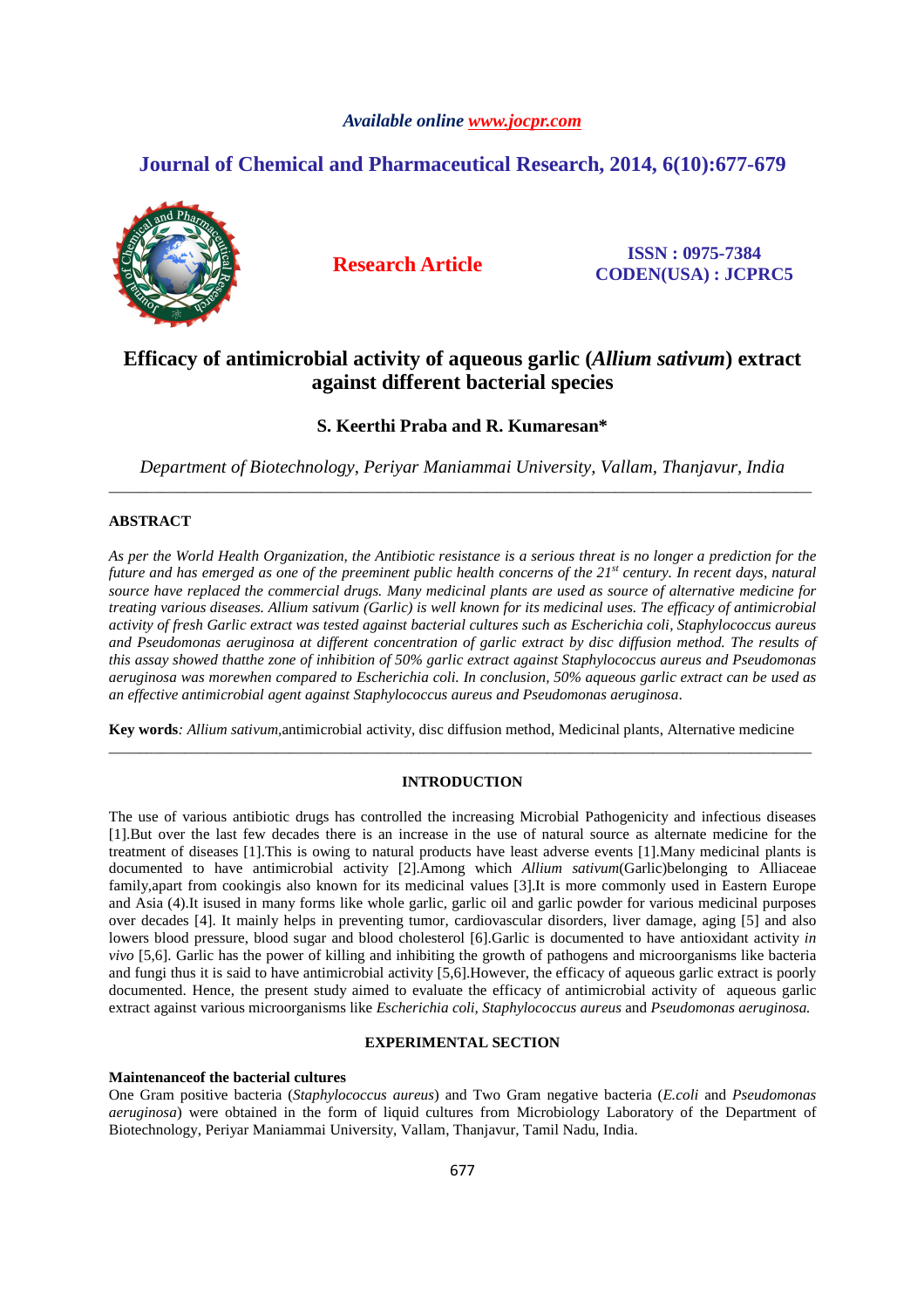# Efficacy of antimicrobial activity of aqueous garlic (*Allium sativum*) extract against different bacterial species

**S. Keerthi Praba and R. Kumaresan***

*Department of Biotechnology, Periyar Maniammai University, Vallam, Thanjavur, India*

---

## ABSTRACT

*As per the World Health Organization, the Antibiotic resistance is a serious threat is no longer a prediction for the future and has emerged as one of the preeminent public health concerns of the 21st century. In recent days, natural source have replaced the commercial drugs. Many medicinal plants are used as source of alternative medicine for treating various diseases. Allium sativum (Garlic) is well known for its medicinal uses. The efficacy of antimicrobial activity of fresh Garlic extract was tested against bacterial cultures such as Escherichia coli, Staphylococcus aureus and Pseudomonas aeruginosa at different concentration of garlic extract by disc diffusion method. The results of this assay showed thatthe zone of inhibition of 50% garlic extract against Staphylococcus aureus and Pseudomonas aeruginosa was morewhen compared to Escherichia coli. In conclusion, 50% aqueous garlic extract can be used as an effective antimicrobial agent against Staphylococcus aureus and Pseudomonas aeruginosa.*

**Key words***: Allium sativum,*antimicrobial activity, disc diffusion method, Medicinal plants, Alternative medicine

---

## INTRODUCTION

The use of various antibiotic drugs has controlled the increasing Microbial Pathogenicity and infectious diseases [1].But over the last few decades there is an increase in the use of natural source as alternate medicine for the treatment of diseases [1].This is owing to natural products have least adverse events [1].Many medicinal plants is documented to have antimicrobial activity [2].Among which *Allium sativum*(Garlic)belonging to Alliaceae family,apart from cookingis also known for its medicinal values [3].It is more commonly used in Eastern Europe and Asia (4).It isused in many forms like whole garlic, garlic oil and garlic powder for various medicinal purposes over decades [4]. It mainly helps in preventing tumor, cardiovascular disorders, liver damage, aging [5] and also lowers blood pressure, blood sugar and blood cholesterol [6].Garlic is documented to have antioxidant activity *in vivo* [5,6]. Garlic has the power of killing and inhibiting the growth of pathogens and microorganisms like bacteria and fungi thus it is said to have antimicrobial activity [5,6].However, the efficacy of aqueous garlic extract is poorly documented. Hence, the present study aimed to evaluate the efficacy of antimicrobial activity of aqueous garlic extract against various microorganisms like *Escherichia coli, Staphylococcus aureus* and *Pseudomonas aeruginosa.*

## EXPERIMENTAL SECTION

### Maintenanceof the bacterial cultures

One Gram positive bacteria (*Staphylococcus aureus*) and Two Gram negative bacteria (*E.coli* and *Pseudomonas aeruginosa*) were obtained in the form of liquid cultures from Microbiology Laboratory of the Department of Biotechnology, Periyar Maniammai University, Vallam, Thanjavur, Tamil Nadu, India.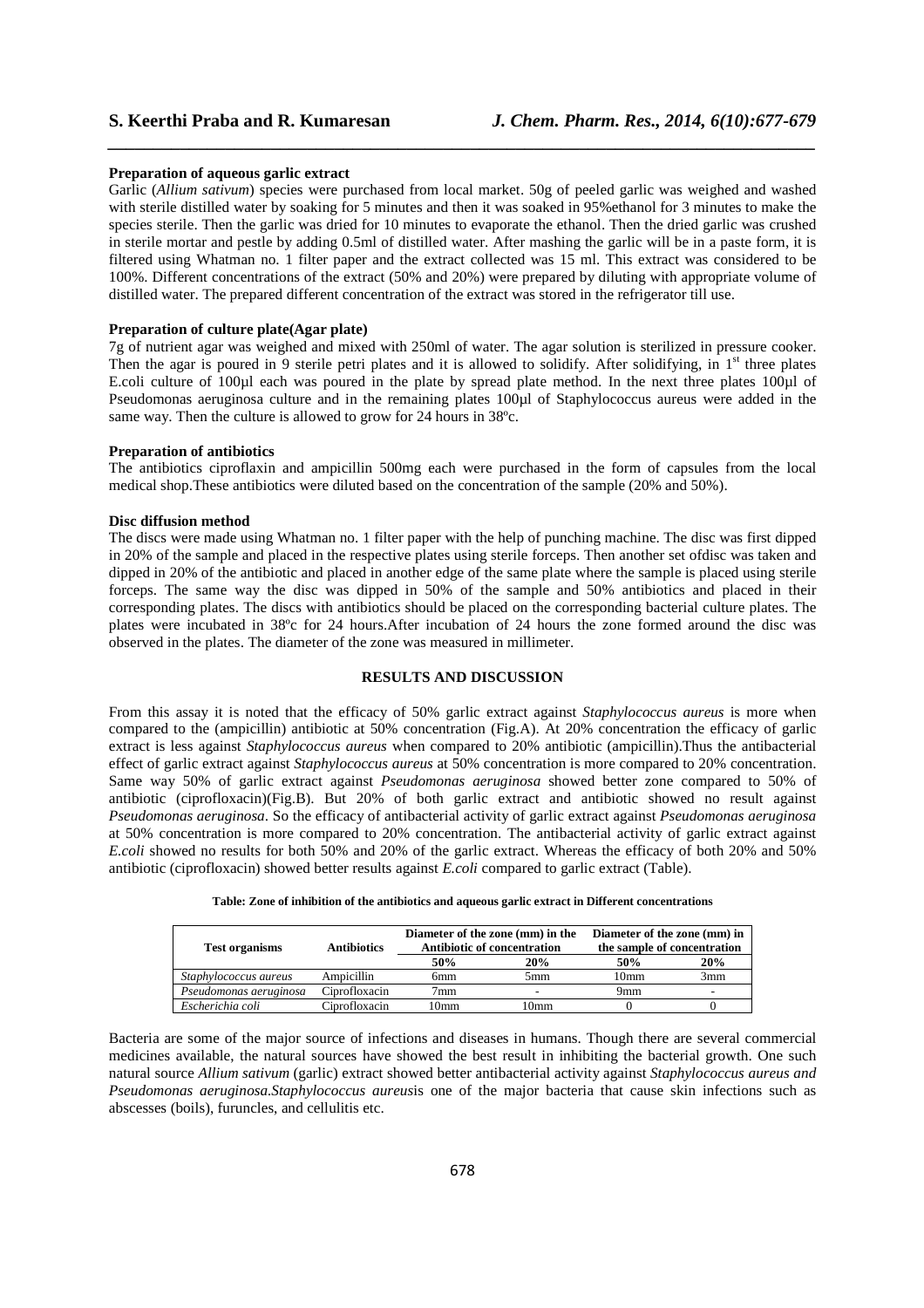### Preparation of aqueous garlic extract

Garlic (*Allium sativum*) species were purchased from local market. 50g of peeled garlic was weighed and washed with sterile distilled water by soaking for 5 minutes and then it was soaked in 95%ethanol for 3 minutes to make the species sterile. Then the garlic was dried for 10 minutes to evaporate the ethanol. Then the dried garlic was crushed in sterile mortar and pestle by adding 0.5ml of distilled water. After mashing the garlic will be in a paste form, it is filtered using Whatman no. 1 filter paper and the extract collected was 15 ml. This extract was considered to be 100%. Different concentrations of the extract (50% and 20%) were prepared by diluting with appropriate volume of distilled water. The prepared different concentration of the extract was stored in the refrigerator till use.

### Preparation of culture plate(Agar plate)

7g of nutrient agar was weighed and mixed with 250ml of water. The agar solution is sterilized in pressure cooker. Then the agar is poured in 9 sterile petri plates and it is allowed to solidify. After solidifying, in 1st three plates E.coli culture of 100µl each was poured in the plate by spread plate method. In the next three plates 100µl of Pseudomonas aeruginosa culture and in the remaining plates 100µl of Staphylococcus aureus were added in the same way. Then the culture is allowed to grow for 24 hours in 38ºc.

### Preparation of antibiotics

The antibiotics ciproflaxin and ampicillin 500mg each were purchased in the form of capsules from the local medical shop.These antibiotics were diluted based on the concentration of the sample (20% and 50%).

### Disc diffusion method

The discs were made using Whatman no. 1 filter paper with the help of punching machine. The disc was first dipped in 20% of the sample and placed in the respective plates using sterile forceps. Then another set ofdisc was taken and dipped in 20% of the antibiotic and placed in another edge of the same plate where the sample is placed using sterile forceps. The same way the disc was dipped in 50% of the sample and 50% antibiotics and placed in their corresponding plates. The discs with antibiotics should be placed on the corresponding bacterial culture plates. The plates were incubated in 38ºc for 24 hours.After incubation of 24 hours the zone formed around the disc was observed in the plates. The diameter of the zone was measured in millimeter.

## RESULTS AND DISCUSSION

From this assay it is noted that the efficacy of 50% garlic extract against *Staphylococcus aureus* is more when compared to the (ampicillin) antibiotic at 50% concentration (Fig.A). At 20% concentration the efficacy of garlic extract is less against *Staphylococcus aureus* when compared to 20% antibiotic (ampicillin).Thus the antibacterial effect of garlic extract against *Staphylococcus aureus* at 50% concentration is more compared to 20% concentration. Same way 50% of garlic extract against *Pseudomonas aeruginosa* showed better zone compared to 50% of antibiotic (ciprofloxacin)(Fig.B). But 20% of both garlic extract and antibiotic showed no result against *Pseudomonas aeruginosa*. So the efficacy of antibacterial activity of garlic extract against *Pseudomonas aeruginosa* at 50% concentration is more compared to 20% concentration. The antibacterial activity of garlic extract against *E.coli* showed no results for both 50% and 20% of the garlic extract. Whereas the efficacy of both 20% and 50% antibiotic (ciprofloxacin) showed better results against *E.coli* compared to garlic extract (Table).

**Table: Zone of inhibition of the antibiotics and aqueous garlic extract in Different concentrations**

| Test organisms | Antibiotics | Diameter of the zone (mm) in the Antibiotic of concentration | | Diameter of the zone (mm) in the sample of concentration | |
|---|---|---|---|---|---|
| | | 50% | 20% | 50% | 20% |
| *Staphylococcus aureus* | Ampicillin | 6mm | 5mm | 10mm | 3mm |
| *Pseudomonas aeruginosa* | Ciprofloxacin | 7mm | - | 9mm | - |
| *Escherichia coli* | Ciprofloxacin | 10mm | 10mm | 0 | 0 |

Bacteria are some of the major source of infections and diseases in humans. Though there are several commercial medicines available, the natural sources have showed the best result in inhibiting the bacterial growth. One such natural source *Allium sativum* (garlic) extract showed better antibacterial activity against *Staphylococcus aureus and Pseudomonas aeruginosa.Staphylococcus aureus*is one of the major bacteria that cause skin infections such as abscesses (boils), furuncles, and cellulitis etc.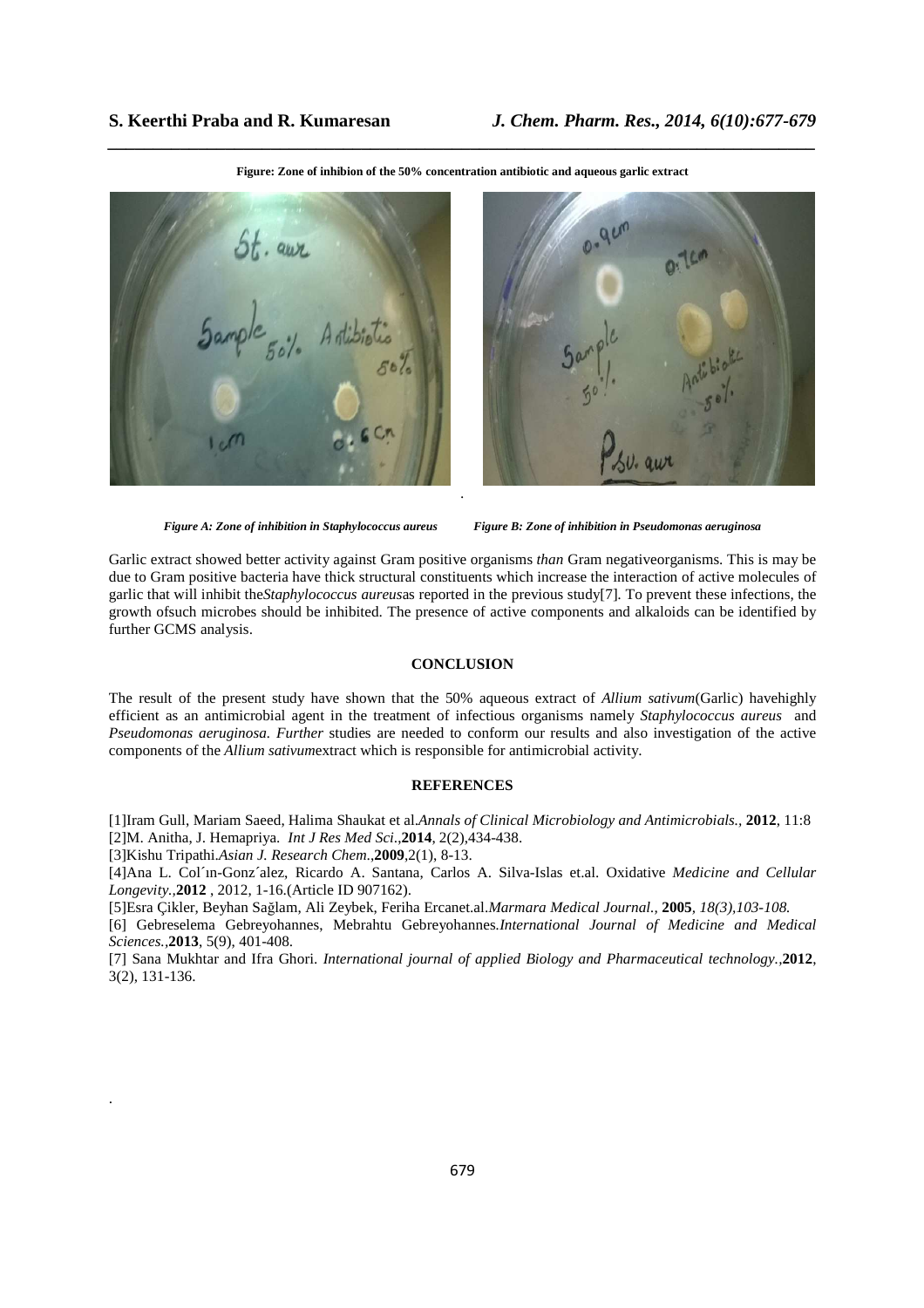**Figure: Zone of inhibion of the 50% concentration antibiotic and aqueous garlic extract**

*Figure A: Zone of inhibition in Staphylococcus aureus* *Figure B: Zone of inhibition in Pseudomonas aeruginosa*

Garlic extract showed better activity against Gram positive organisms *than* Gram negativeorganisms. This is may be due to Gram positive bacteria have thick structural constituents which increase the interaction of active molecules of garlic that will inhibit the*Staphylococcus aureus*as reported in the previous study[7]. To prevent these infections, the growth ofsuch microbes should be inhibited. The presence of active components and alkaloids can be identified by further GCMS analysis.

## CONCLUSION

The result of the present study have shown that the 50% aqueous extract of *Allium sativum*(Garlic) havehighly efficient as an antimicrobial agent in the treatment of infectious organisms namely *Staphylococcus aureus* and *Pseudomonas aeruginosa. Further* studies are needed to conform our results and also investigation of the active components of the *Allium sativum*extract which is responsible for antimicrobial activity.

## REFERENCES

[1]Iram Gull, Mariam Saeed, Halima Shaukat et al.*Annals of Clinical Microbiology and Antimicrobials.*, **2012**, 11:8

[2]M. Anitha, J. Hemapriya. *Int J Res Med Sci.*,**2014**, 2(2),434-438.

[3]Kishu Tripathi.*Asian J. Research Chem*.,**2009**,2(1), 8-13.

[4]Ana L. Col´ın-Gonz´alez, Ricardo A. Santana, Carlos A. Silva-Islas et.al. Oxidative *Medicine and Cellular Longevity.*,**2012** , 2012, 1-16.(Article ID 907162).

[5]Esra Çikler, Beyhan Sağlam, Ali Zeybek, Feriha Ercanet.al.*Marmara Medical Journal.*, **2005**, *18(3),103-108.*

[6] Gebreselema Gebreyohannes, Mebrahtu Gebreyohannes.*International Journal of Medicine and Medical Sciences.*,**2013**, 5(9), 401-408.

[7] Sana Mukhtar and Ifra Ghori. *International journal of applied Biology and Pharmaceutical technology.*,**2012**, 3(2), 131-136.